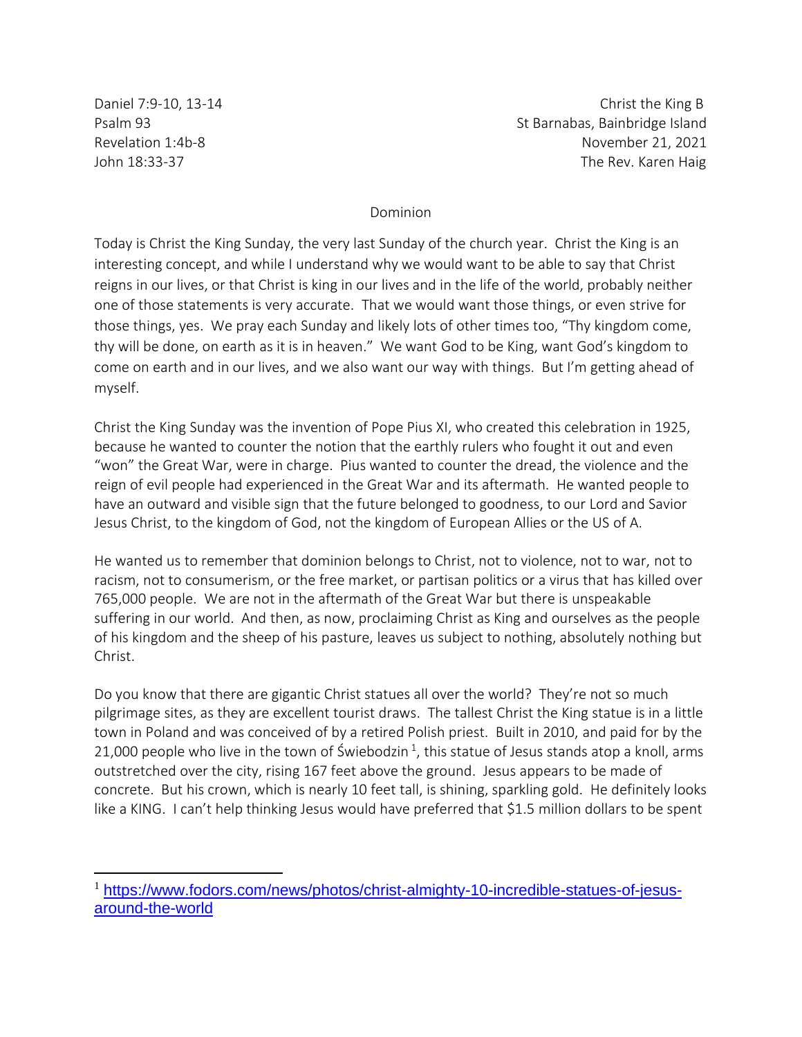Daniel 7:9-10, 13-14  
Psalm 93  
Revelation 1:4b-8  
John 18:33-37

Christ the King B  
St Barnabas, Bainbridge Island  
November 21, 2021  
The Rev. Karen Haig

# Dominion

Today is Christ the King Sunday, the very last Sunday of the church year. Christ the King is an interesting concept, and while I understand why we would want to be able to say that Christ reigns in our lives, or that Christ is king in our lives and in the life of the world, probably neither one of those statements is very accurate. That we would want those things, or even strive for those things, yes. We pray each Sunday and likely lots of other times too, "Thy kingdom come, thy will be done, on earth as it is in heaven." We want God to be King, want God's kingdom to come on earth and in our lives, and we also want our way with things. But I'm getting ahead of myself.

Christ the King Sunday was the invention of Pope Pius XI, who created this celebration in 1925, because he wanted to counter the notion that the earthly rulers who fought it out and even "won" the Great War, were in charge. Pius wanted to counter the dread, the violence and the reign of evil people had experienced in the Great War and its aftermath. He wanted people to have an outward and visible sign that the future belonged to goodness, to our Lord and Savior Jesus Christ, to the kingdom of God, not the kingdom of European Allies or the US of A.

He wanted us to remember that dominion belongs to Christ, not to violence, not to war, not to racism, not to consumerism, or the free market, or partisan politics or a virus that has killed over 765,000 people. We are not in the aftermath of the Great War but there is unspeakable suffering in our world. And then, as now, proclaiming Christ as King and ourselves as the people of his kingdom and the sheep of his pasture, leaves us subject to nothing, absolutely nothing but Christ.

Do you know that there are gigantic Christ statues all over the world? They're not so much pilgrimage sites, as they are excellent tourist draws. The tallest Christ the King statue is in a little town in Poland and was conceived of by a retired Polish priest. Built in 2010, and paid for by the 21,000 people who live in the town of Świebodzin [1], this statue of Jesus stands atop a knoll, arms outstretched over the city, rising 167 feet above the ground. Jesus appears to be made of concrete. But his crown, which is nearly 10 feet tall, is shining, sparkling gold. He definitely looks like a KING. I can't help thinking Jesus would have preferred that $1.5 million dollars to be spent

---

[1] https://www.fodors.com/news/photos/christ-almighty-10-incredible-statues-of-jesus-around-the-world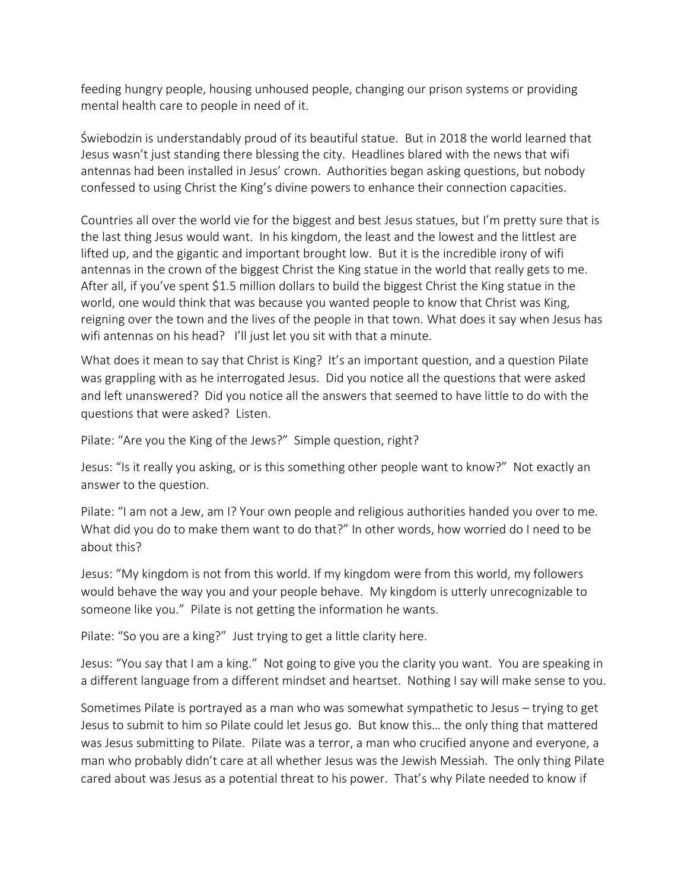feeding hungry people, housing unhoused people, changing our prison systems or providing mental health care to people in need of it.

Świebodzin is understandably proud of its beautiful statue. But in 2018 the world learned that Jesus wasn't just standing there blessing the city. Headlines blared with the news that wifi antennas had been installed in Jesus' crown. Authorities began asking questions, but nobody confessed to using Christ the King's divine powers to enhance their connection capacities.

Countries all over the world vie for the biggest and best Jesus statues, but I'm pretty sure that is the last thing Jesus would want. In his kingdom, the least and the lowest and the littlest are lifted up, and the gigantic and important brought low. But it is the incredible irony of wifi antennas in the crown of the biggest Christ the King statue in the world that really gets to me. After all, if you've spent $1.5 million dollars to build the biggest Christ the King statue in the world, one would think that was because you wanted people to know that Christ was King, reigning over the town and the lives of the people in that town. What does it say when Jesus has wifi antennas on his head? I'll just let you sit with that a minute.

What does it mean to say that Christ is King? It's an important question, and a question Pilate was grappling with as he interrogated Jesus. Did you notice all the questions that were asked and left unanswered? Did you notice all the answers that seemed to have little to do with the questions that were asked? Listen.

Pilate: "Are you the King of the Jews?" Simple question, right?

Jesus: "Is it really you asking, or is this something other people want to know?" Not exactly an answer to the question.

Pilate: "I am not a Jew, am I? Your own people and religious authorities handed you over to me. What did you do to make them want to do that?" In other words, how worried do I need to be about this?

Jesus: "My kingdom is not from this world. If my kingdom were from this world, my followers would behave the way you and your people behave. My kingdom is utterly unrecognizable to someone like you." Pilate is not getting the information he wants.

Pilate: "So you are a king?" Just trying to get a little clarity here.

Jesus: "You say that I am a king." Not going to give you the clarity you want. You are speaking in a different language from a different mindset and heartset. Nothing I say will make sense to you.

Sometimes Pilate is portrayed as a man who was somewhat sympathetic to Jesus – trying to get Jesus to submit to him so Pilate could let Jesus go. But know this… the only thing that mattered was Jesus submitting to Pilate. Pilate was a terror, a man who crucified anyone and everyone, a man who probably didn't care at all whether Jesus was the Jewish Messiah. The only thing Pilate cared about was Jesus as a potential threat to his power. That's why Pilate needed to know if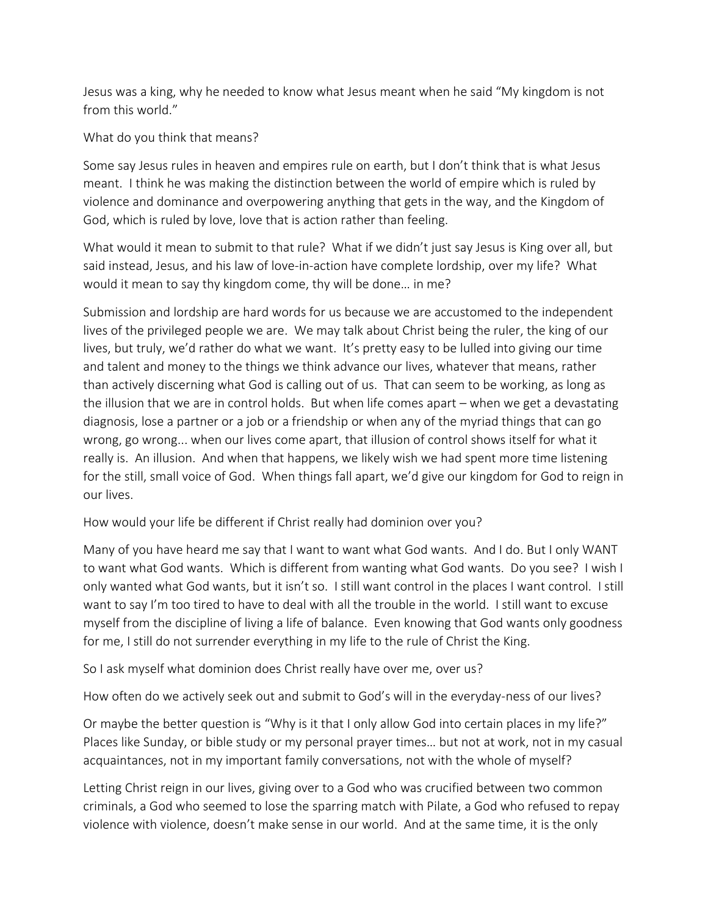Jesus was a king, why he needed to know what Jesus meant when he said "My kingdom is not from this world."

What do you think that means?

Some say Jesus rules in heaven and empires rule on earth, but I don't think that is what Jesus meant. I think he was making the distinction between the world of empire which is ruled by violence and dominance and overpowering anything that gets in the way, and the Kingdom of God, which is ruled by love, love that is action rather than feeling.

What would it mean to submit to that rule? What if we didn't just say Jesus is King over all, but said instead, Jesus, and his law of love-in-action have complete lordship, over my life? What would it mean to say thy kingdom come, thy will be done… in me?

Submission and lordship are hard words for us because we are accustomed to the independent lives of the privileged people we are. We may talk about Christ being the ruler, the king of our lives, but truly, we'd rather do what we want. It's pretty easy to be lulled into giving our time and talent and money to the things we think advance our lives, whatever that means, rather than actively discerning what God is calling out of us. That can seem to be working, as long as the illusion that we are in control holds. But when life comes apart – when we get a devastating diagnosis, lose a partner or a job or a friendship or when any of the myriad things that can go wrong, go wrong... when our lives come apart, that illusion of control shows itself for what it really is. An illusion. And when that happens, we likely wish we had spent more time listening for the still, small voice of God. When things fall apart, we'd give our kingdom for God to reign in our lives.

How would your life be different if Christ really had dominion over you?

Many of you have heard me say that I want to want what God wants. And I do. But I only WANT to want what God wants. Which is different from wanting what God wants. Do you see? I wish I only wanted what God wants, but it isn't so. I still want control in the places I want control. I still want to say I'm too tired to have to deal with all the trouble in the world. I still want to excuse myself from the discipline of living a life of balance. Even knowing that God wants only goodness for me, I still do not surrender everything in my life to the rule of Christ the King.

So I ask myself what dominion does Christ really have over me, over us?

How often do we actively seek out and submit to God's will in the everyday-ness of our lives?

Or maybe the better question is "Why is it that I only allow God into certain places in my life?" Places like Sunday, or bible study or my personal prayer times… but not at work, not in my casual acquaintances, not in my important family conversations, not with the whole of myself?

Letting Christ reign in our lives, giving over to a God who was crucified between two common criminals, a God who seemed to lose the sparring match with Pilate, a God who refused to repay violence with violence, doesn't make sense in our world. And at the same time, it is the only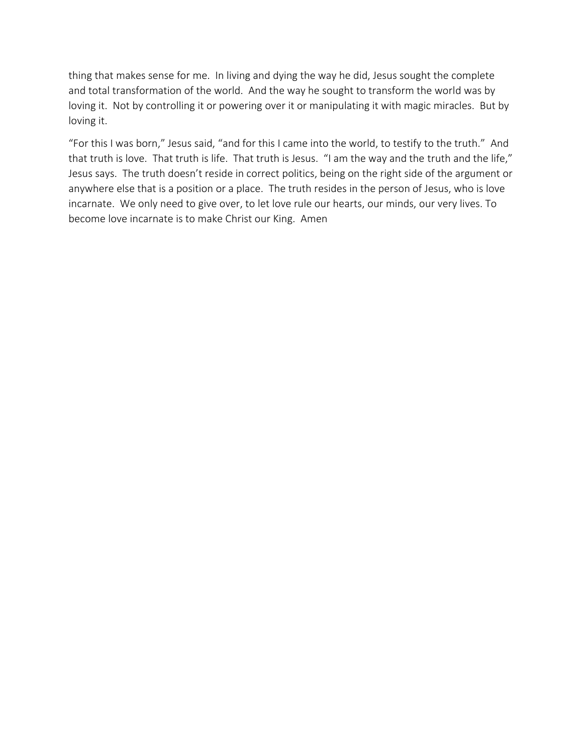thing that makes sense for me. In living and dying the way he did, Jesus sought the complete and total transformation of the world. And the way he sought to transform the world was by loving it. Not by controlling it or powering over it or manipulating it with magic miracles. But by loving it.

"For this I was born," Jesus said, "and for this I came into the world, to testify to the truth." And that truth is love. That truth is life. That truth is Jesus. "I am the way and the truth and the life," Jesus says. The truth doesn't reside in correct politics, being on the right side of the argument or anywhere else that is a position or a place. The truth resides in the person of Jesus, who is love incarnate. We only need to give over, to let love rule our hearts, our minds, our very lives. To become love incarnate is to make Christ our King. Amen